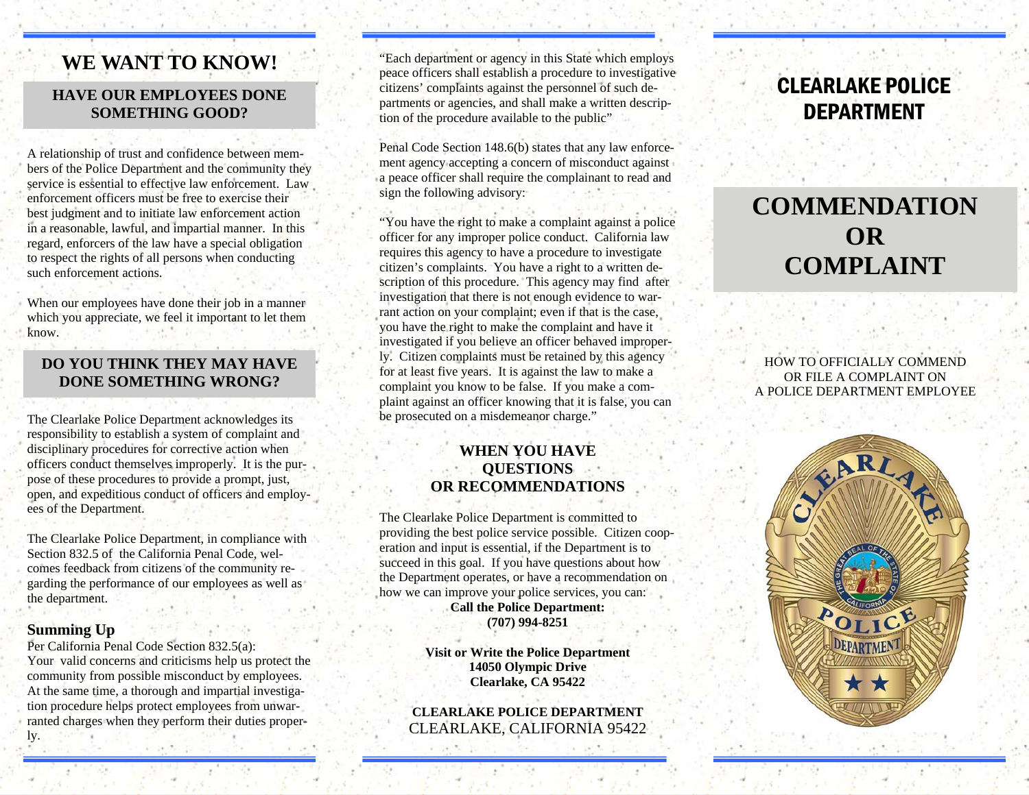# WE WANT TO KNOW!

## HAVE OUR EMPLOYEES DONE SOMETHING GOOD?

A relationship of trust and confidence between members of the Police Department and the community they service is essential to effective law enforcement. Law enforcement officers must be free to exercise their best judgment and to initiate law enforcement action in a reasonable, lawful, and impartial manner. In this regard, enforcers of the law have a special obligation to respect the rights of all persons when conducting such enforcement actions.

When our employees have done their job in a manner which you appreciate, we feel it important to let them know.

## DO YOU THINK THEY MAY HAVE DONE SOMETHING WRONG?

The Clearlake Police Department acknowledges its responsibility to establish a system of complaint and disciplinary procedures for corrective action when officers conduct themselves improperly. It is the purpose of these procedures to provide a prompt, just, open, and expeditious conduct of officers and employees of the Department.

The Clearlake Police Department, in compliance with Section 832.5 of the California Penal Code, welcomes feedback from citizens of the community regarding the performance of our employees as well as the department.

### Summing Up

Per California Penal Code Section 832.5(a):
Your valid concerns and criticisms help us protect the community from possible misconduct by employees. At the same time, a thorough and impartial investigation procedure helps protect employees from unwarranted charges when they perform their duties properly.

"Each department or agency in this State which employs peace officers shall establish a procedure to investigative citizens' complaints against the personnel of such departments or agencies, and shall make a written description of the procedure available to the public"

Penal Code Section 148.6(b) states that any law enforcement agency accepting a concern of misconduct against a peace officer shall require the complainant to read and sign the following advisory:

"You have the right to make a complaint against a police officer for any improper police conduct. California law requires this agency to have a procedure to investigate citizen's complaints. You have a right to a written description of this procedure. This agency may find after investigation that there is not enough evidence to warrant action on your complaint; even if that is the case, you have the right to make the complaint and have it investigated if you believe an officer behaved improperly. Citizen complaints must be retained by this agency for at least five years. It is against the law to make a complaint you know to be false. If you make a complaint against an officer knowing that it is false, you can be prosecuted on a misdemeanor charge."

## WHEN YOU HAVE QUESTIONS OR RECOMMENDATIONS

The Clearlake Police Department is committed to providing the best police service possible. Citizen cooperation and input is essential, if the Department is to succeed in this goal. If you have questions about how the Department operates, or have a recommendation on how we can improve your police services, you can:

**Call the Police Department:**
**(707) 994-8251**

**Visit or Write the Police Department**
**14050 Olympic Drive**
**Clearlake, CA 95422**

**CLEARLAKE POLICE DEPARTMENT**
CLEARLAKE, CALIFORNIA 95422

# CLEARLAKE POLICE DEPARTMENT

# COMMENDATION OR COMPLAINT

HOW TO OFFICIALLY COMMEND OR FILE A COMPLAINT ON A POLICE DEPARTMENT EMPLOYEE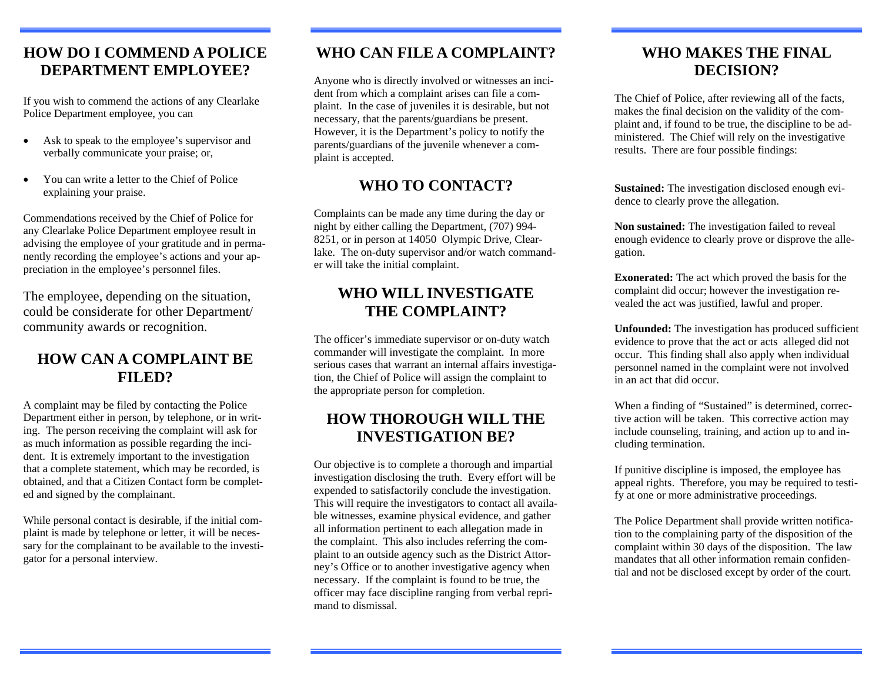## HOW DO I COMMEND A POLICE DEPARTMENT EMPLOYEE?

If you wish to commend the actions of any Clearlake Police Department employee, you can

- Ask to speak to the employee's supervisor and verbally communicate your praise; or,
- You can write a letter to the Chief of Police explaining your praise.

Commendations received by the Chief of Police for any Clearlake Police Department employee result in advising the employee of your gratitude and in permanently recording the employee's actions and your appreciation in the employee's personnel files.

The employee, depending on the situation, could be considerate for other Department/ community awards or recognition.

## HOW CAN A COMPLAINT BE FILED?

A complaint may be filed by contacting the Police Department either in person, by telephone, or in writing. The person receiving the complaint will ask for as much information as possible regarding the incident. It is extremely important to the investigation that a complete statement, which may be recorded, is obtained, and that a Citizen Contact form be completed and signed by the complainant.

While personal contact is desirable, if the initial complaint is made by telephone or letter, it will be necessary for the complainant to be available to the investigator for a personal interview.

## WHO CAN FILE A COMPLAINT?

Anyone who is directly involved or witnesses an incident from which a complaint arises can file a complaint. In the case of juveniles it is desirable, but not necessary, that the parents/guardians be present. However, it is the Department's policy to notify the parents/guardians of the juvenile whenever a complaint is accepted.

## WHO TO CONTACT?

Complaints can be made any time during the day or night by either calling the Department, (707) 994-8251, or in person at 14050 Olympic Drive, Clearlake. The on-duty supervisor and/or watch commander will take the initial complaint.

## WHO WILL INVESTIGATE THE COMPLAINT?

The officer's immediate supervisor or on-duty watch commander will investigate the complaint. In more serious cases that warrant an internal affairs investigation, the Chief of Police will assign the complaint to the appropriate person for completion.

## HOW THOROUGH WILL THE INVESTIGATION BE?

Our objective is to complete a thorough and impartial investigation disclosing the truth. Every effort will be expended to satisfactorily conclude the investigation. This will require the investigators to contact all available witnesses, examine physical evidence, and gather all information pertinent to each allegation made in the complaint. This also includes referring the complaint to an outside agency such as the District Attorney's Office or to another investigative agency when necessary. If the complaint is found to be true, the officer may face discipline ranging from verbal reprimand to dismissal.

## WHO MAKES THE FINAL DECISION?

The Chief of Police, after reviewing all of the facts, makes the final decision on the validity of the complaint and, if found to be true, the discipline to be administered. The Chief will rely on the investigative results. There are four possible findings:

**Sustained:** The investigation disclosed enough evidence to clearly prove the allegation.

**Non sustained:** The investigation failed to reveal enough evidence to clearly prove or disprove the allegation.

**Exonerated:** The act which proved the basis for the complaint did occur; however the investigation revealed the act was justified, lawful and proper.

**Unfounded:** The investigation has produced sufficient evidence to prove that the act or acts alleged did not occur. This finding shall also apply when individual personnel named in the complaint were not involved in an act that did occur.

When a finding of "Sustained" is determined, corrective action will be taken. This corrective action may include counseling, training, and action up to and including termination.

If punitive discipline is imposed, the employee has appeal rights. Therefore, you may be required to testify at one or more administrative proceedings.

The Police Department shall provide written notification to the complaining party of the disposition of the complaint within 30 days of the disposition. The law mandates that all other information remain confidential and not be disclosed except by order of the court.